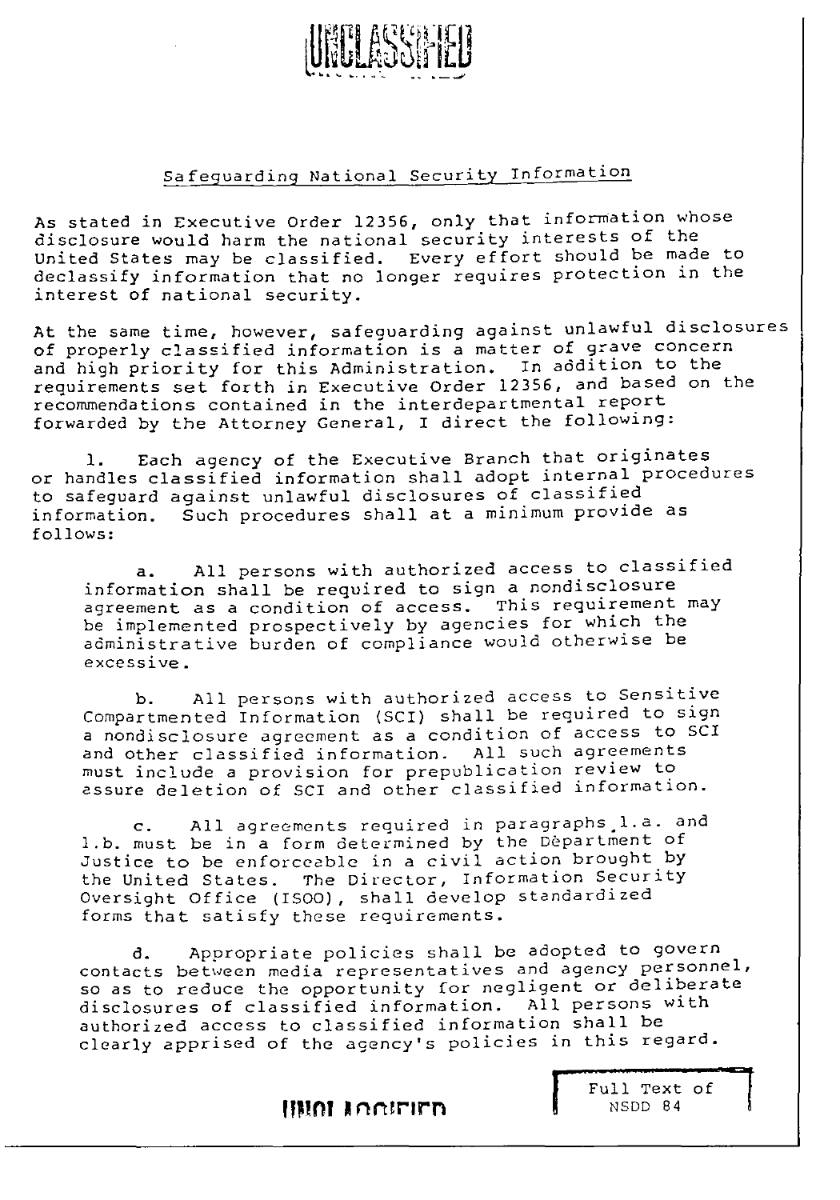UNCLASSIFIED

## Safeguarding National Security Information

As stated in Executive Order 12356, only that information whose disclosure would harm the national security interests of the United States may be classified. Every effort should be made to declassify information that no longer requires protection in the interest of national security.

At the same time, however, safeguarding against unlawful disclosures of properly classified information is a matter of grave concern and high priority for this Administration. In addition to the requirements set forth in Executive Order 12356, and based on the recommendations contained in the interdepartmental report forwarded by the Attorney General, I direct the following:

1. Each agency of the Executive Branch that originates or handles classified information shall adopt internal procedures to safeguard against unlawful disclosures of classified information. Such procedures shall at a minimum provide as follows:

   a. All persons with authorized access to classified information shall be required to sign a nondisclosure agreement as a condition of access. This requirement may be implemented prospectively by agencies for which the administrative burden of compliance would otherwise be excessive.

   b. All persons with authorized access to Sensitive Compartmented Information (SCI) shall be required to sign a nondisclosure agreement as a condition of access to SCI and other classified information. All such agreements must include a provision for prepublication review to assure deletion of SCI and other classified information.

   c. All agreements required in paragraphs 1.a. and 1.b. must be in a form determined by the Department of Justice to be enforceable in a civil action brought by the United States. The Director, Information Security Oversight Office (ISOO), shall develop standardized forms that satisfy these requirements.

   d. Appropriate policies shall be adopted to govern contacts between media representatives and agency personnel, so as to reduce the opportunity for negligent or deliberate disclosures of classified information. All persons with authorized access to classified information shall be clearly apprised of the agency's policies in this regard.

UNCLASSIFIED

Full Text of NSDD 84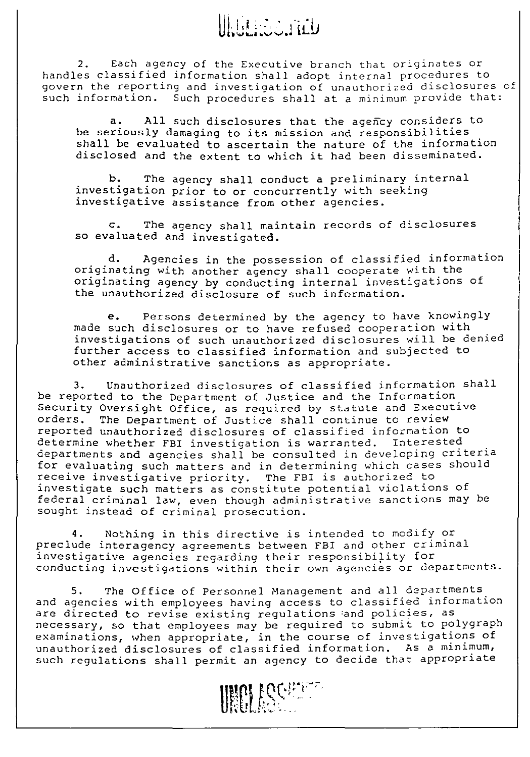2. Each agency of the Executive branch that originates or handles classified information shall adopt internal procedures to govern the reporting and investigation of unauthorized disclosures of such information. Such procedures shall at a minimum provide that:

a. All such disclosures that the agency considers to be seriously damaging to its mission and responsibilities shall be evaluated to ascertain the nature of the information disclosed and the extent to which it had been disseminated.

b. The agency shall conduct a preliminary internal investigation prior to or concurrently with seeking investigative assistance from other agencies.

c. The agency shall maintain records of disclosures so evaluated and investigated.

d. Agencies in the possession of classified information originating with another agency shall cooperate with the originating agency by conducting internal investigations of the unauthorized disclosure of such information.

e. Persons determined by the agency to have knowingly made such disclosures or to have refused cooperation with investigations of such unauthorized disclosures will be denied further access to classified information and subjected to other administrative sanctions as appropriate.

3. Unauthorized disclosures of classified information shall be reported to the Department of Justice and the Information Security Oversight Office, as required by statute and Executive orders. The Department of Justice shall continue to review reported unauthorized disclosures of classified information to determine whether FBI investigation is warranted. Interested departments and agencies shall be consulted in developing criteria for evaluating such matters and in determining which cases should receive investigative priority. The FBI is authorized to investigate such matters as constitute potential violations of federal criminal law, even though administrative sanctions may be sought instead of criminal prosecution.

4. Nothing in this directive is intended to modify or preclude interagency agreements between FBI and other criminal investigative agencies regarding their responsibility for conducting investigations within their own agencies or departments.

5. The Office of Personnel Management and all departments and agencies with employees having access to classified information are directed to revise existing regulations and policies, as necessary, so that employees may be required to submit to polygraph examinations, when appropriate, in the course of investigations of unauthorized disclosures of classified information. As a minimum, such regulations shall permit an agency to decide that appropriate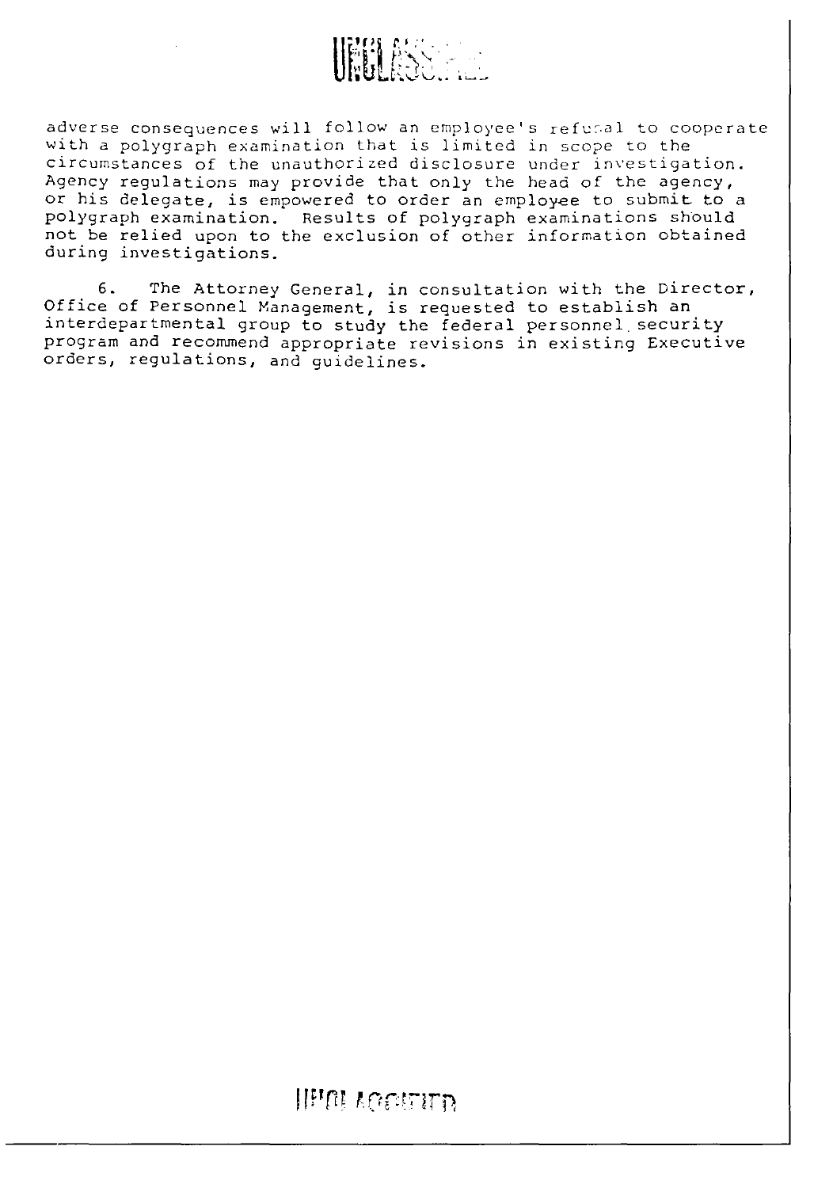UNCLASSIFIED

adverse consequences will follow an employee's refusal to cooperate with a polygraph examination that is limited in scope to the circumstances of the unauthorized disclosure under investigation. Agency regulations may provide that only the head of the agency, or his delegate, is empowered to order an employee to submit to a polygraph examination. Results of polygraph examinations should not be relied upon to the exclusion of other information obtained during investigations.

6. The Attorney General, in consultation with the Director, Office of Personnel Management, is requested to establish an interdepartmental group to study the federal personnel security program and recommend appropriate revisions in existing Executive orders, regulations, and guidelines.

UNCLASSIFIED